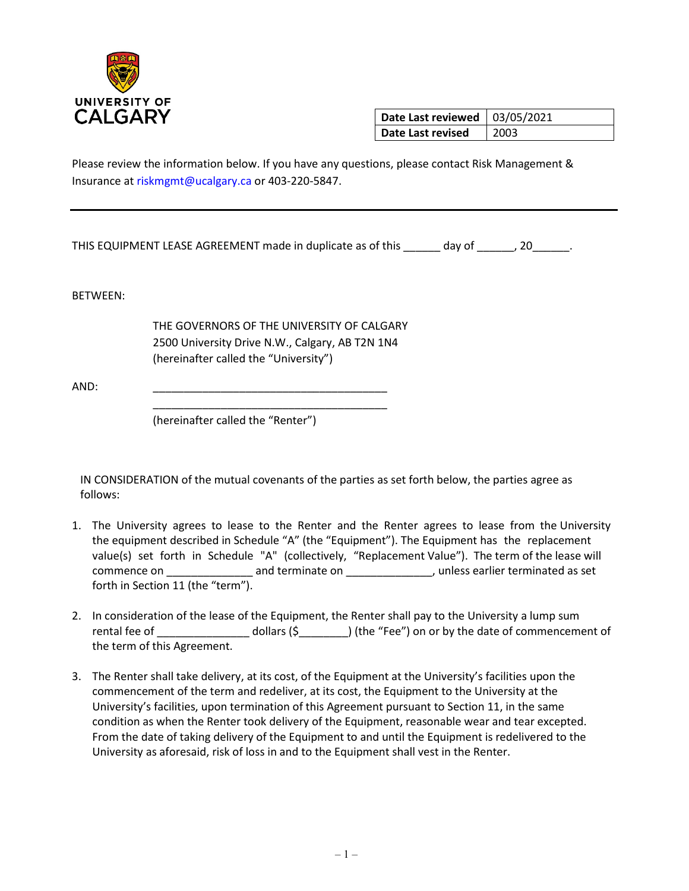UNIVERSITY OF CALGARY

| Date Last reviewed | 03/05/2021 |
| --- | --- |
| Date Last revised | 2003 |

Please review the information below. If you have any questions, please contact Risk Management & Insurance at riskmgmt@ucalgary.ca or 403-220-5847.

---

THIS EQUIPMENT LEASE AGREEMENT made in duplicate as of this ______ day of ______, 20______.

BETWEEN:

THE GOVERNORS OF THE UNIVERSITY OF CALGARY
2500 University Drive N.W., Calgary, AB T2N 1N4
(hereinafter called the "University")

AND: ________________________________________
________________________________________
(hereinafter called the "Renter")

IN CONSIDERATION of the mutual covenants of the parties as set forth below, the parties agree as follows:

1. The University agrees to lease to the Renter and the Renter agrees to lease from the University the equipment described in Schedule "A" (the "Equipment"). The Equipment has the replacement value(s) set forth in Schedule "A" (collectively, "Replacement Value"). The term of the lease will commence on ______________ and terminate on ______________, unless earlier terminated as set forth in Section 11 (the "term").

2. In consideration of the lease of the Equipment, the Renter shall pay to the University a lump sum rental fee of _______________ dollars ($________) (the "Fee") on or by the date of commencement of the term of this Agreement.

3. The Renter shall take delivery, at its cost, of the Equipment at the University's facilities upon the commencement of the term and redeliver, at its cost, the Equipment to the University at the University's facilities, upon termination of this Agreement pursuant to Section 11, in the same condition as when the Renter took delivery of the Equipment, reasonable wear and tear excepted. From the date of taking delivery of the Equipment to and until the Equipment is redelivered to the University as aforesaid, risk of loss in and to the Equipment shall vest in the Renter.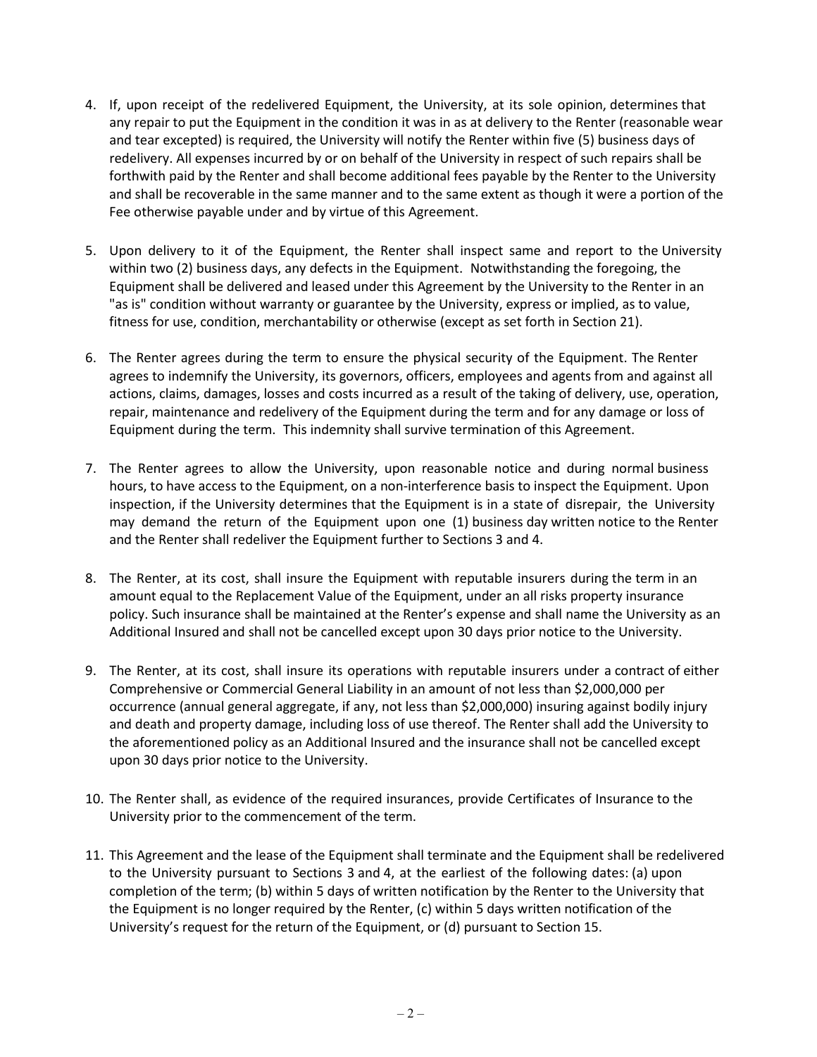4. If, upon receipt of the redelivered Equipment, the University, at its sole opinion, determines that any repair to put the Equipment in the condition it was in as at delivery to the Renter (reasonable wear and tear excepted) is required, the University will notify the Renter within five (5) business days of redelivery. All expenses incurred by or on behalf of the University in respect of such repairs shall be forthwith paid by the Renter and shall become additional fees payable by the Renter to the University and shall be recoverable in the same manner and to the same extent as though it were a portion of the Fee otherwise payable under and by virtue of this Agreement.

5. Upon delivery to it of the Equipment, the Renter shall inspect same and report to the University within two (2) business days, any defects in the Equipment. Notwithstanding the foregoing, the Equipment shall be delivered and leased under this Agreement by the University to the Renter in an "as is" condition without warranty or guarantee by the University, express or implied, as to value, fitness for use, condition, merchantability or otherwise (except as set forth in Section 21).

6. The Renter agrees during the term to ensure the physical security of the Equipment. The Renter agrees to indemnify the University, its governors, officers, employees and agents from and against all actions, claims, damages, losses and costs incurred as a result of the taking of delivery, use, operation, repair, maintenance and redelivery of the Equipment during the term and for any damage or loss of Equipment during the term. This indemnity shall survive termination of this Agreement.

7. The Renter agrees to allow the University, upon reasonable notice and during normal business hours, to have access to the Equipment, on a non-interference basis to inspect the Equipment. Upon inspection, if the University determines that the Equipment is in a state of disrepair, the University may demand the return of the Equipment upon one (1) business day written notice to the Renter and the Renter shall redeliver the Equipment further to Sections 3 and 4.

8. The Renter, at its cost, shall insure the Equipment with reputable insurers during the term in an amount equal to the Replacement Value of the Equipment, under an all risks property insurance policy. Such insurance shall be maintained at the Renter's expense and shall name the University as an Additional Insured and shall not be cancelled except upon 30 days prior notice to the University.

9. The Renter, at its cost, shall insure its operations with reputable insurers under a contract of either Comprehensive or Commercial General Liability in an amount of not less than $2,000,000 per occurrence (annual general aggregate, if any, not less than $2,000,000) insuring against bodily injury and death and property damage, including loss of use thereof. The Renter shall add the University to the aforementioned policy as an Additional Insured and the insurance shall not be cancelled except upon 30 days prior notice to the University.

10. The Renter shall, as evidence of the required insurances, provide Certificates of Insurance to the University prior to the commencement of the term.

11. This Agreement and the lease of the Equipment shall terminate and the Equipment shall be redelivered to the University pursuant to Sections 3 and 4, at the earliest of the following dates: (a) upon completion of the term; (b) within 5 days of written notification by the Renter to the University that the Equipment is no longer required by the Renter, (c) within 5 days written notification of the University's request for the return of the Equipment, or (d) pursuant to Section 15.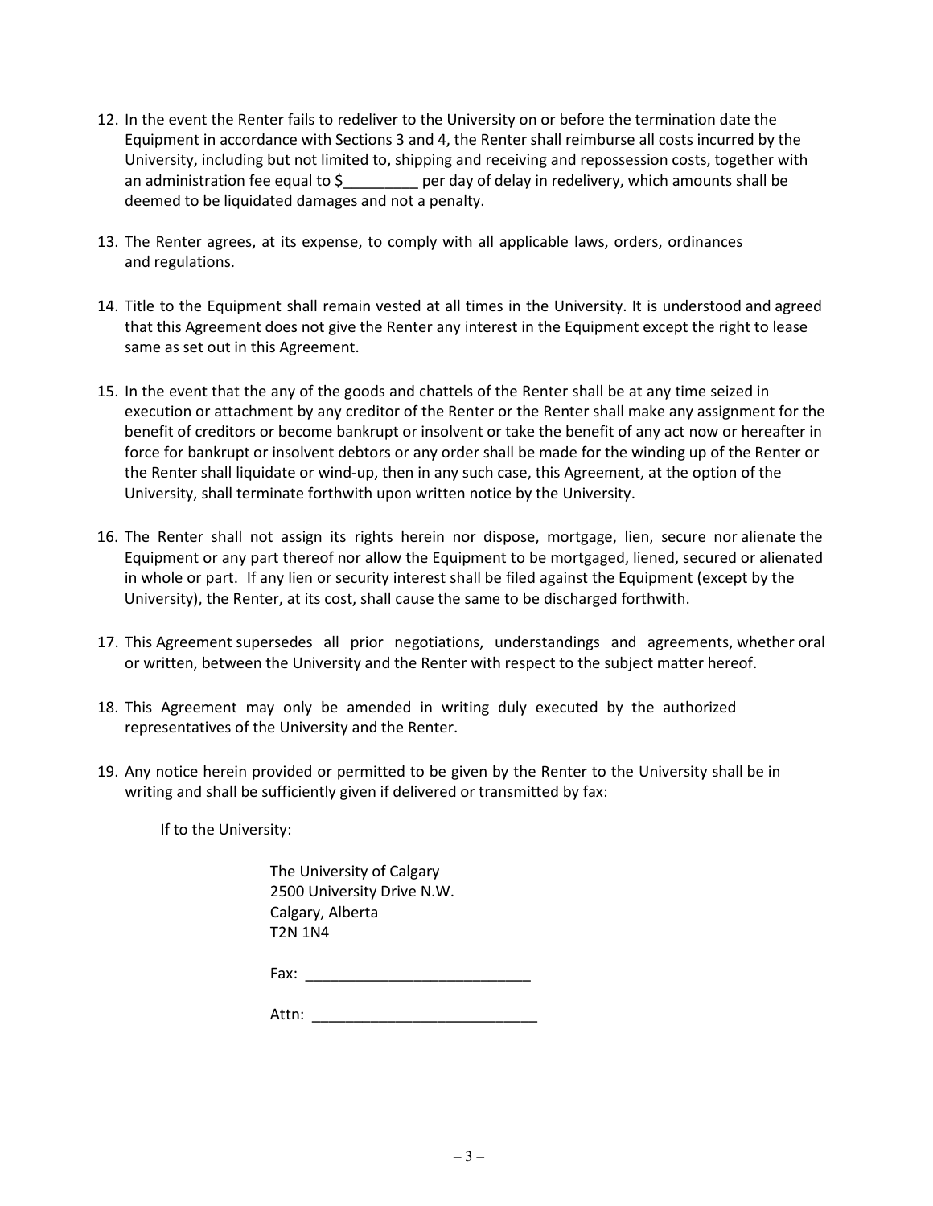12. In the event the Renter fails to redeliver to the University on or before the termination date the Equipment in accordance with Sections 3 and 4, the Renter shall reimburse all costs incurred by the University, including but not limited to, shipping and receiving and repossession costs, together with an administration fee equal to $_________ per day of delay in redelivery, which amounts shall be deemed to be liquidated damages and not a penalty.

13. The Renter agrees, at its expense, to comply with all applicable laws, orders, ordinances and regulations.

14. Title to the Equipment shall remain vested at all times in the University. It is understood and agreed that this Agreement does not give the Renter any interest in the Equipment except the right to lease same as set out in this Agreement.

15. In the event that the any of the goods and chattels of the Renter shall be at any time seized in execution or attachment by any creditor of the Renter or the Renter shall make any assignment for the benefit of creditors or become bankrupt or insolvent or take the benefit of any act now or hereafter in force for bankrupt or insolvent debtors or any order shall be made for the winding up of the Renter or the Renter shall liquidate or wind-up, then in any such case, this Agreement, at the option of the University, shall terminate forthwith upon written notice by the University.

16. The Renter shall not assign its rights herein nor dispose, mortgage, lien, secure nor alienate the Equipment or any part thereof nor allow the Equipment to be mortgaged, liened, secured or alienated in whole or part. If any lien or security interest shall be filed against the Equipment (except by the University), the Renter, at its cost, shall cause the same to be discharged forthwith.

17. This Agreement supersedes all prior negotiations, understandings and agreements, whether oral or written, between the University and the Renter with respect to the subject matter hereof.

18. This Agreement may only be amended in writing duly executed by the authorized representatives of the University and the Renter.

19. Any notice herein provided or permitted to be given by the Renter to the University shall be in writing and shall be sufficiently given if delivered or transmitted by fax:

    If to the University:

    The University of Calgary
    2500 University Drive N.W.
    Calgary, Alberta
    T2N 1N4

    Fax: ___________________________

    Attn: ___________________________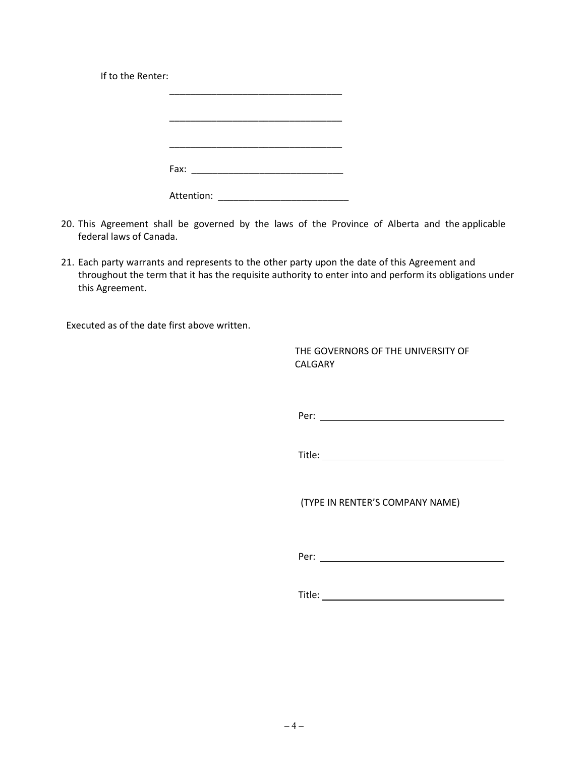If to the Renter:

_________________________________

_________________________________

_________________________________

Fax: ____________________________

Attention: ________________________

20. This Agreement shall be governed by the laws of the Province of Alberta and the applicable federal laws of Canada.

21. Each party warrants and represents to the other party upon the date of this Agreement and throughout the term that it has the requisite authority to enter into and perform its obligations under this Agreement.

Executed as of the date first above written.

THE GOVERNORS OF THE UNIVERSITY OF CALGARY

Per: ____________________________________

Title: ___________________________________

(TYPE IN RENTER'S COMPANY NAME)

Per: ____________________________________

Title: ___________________________________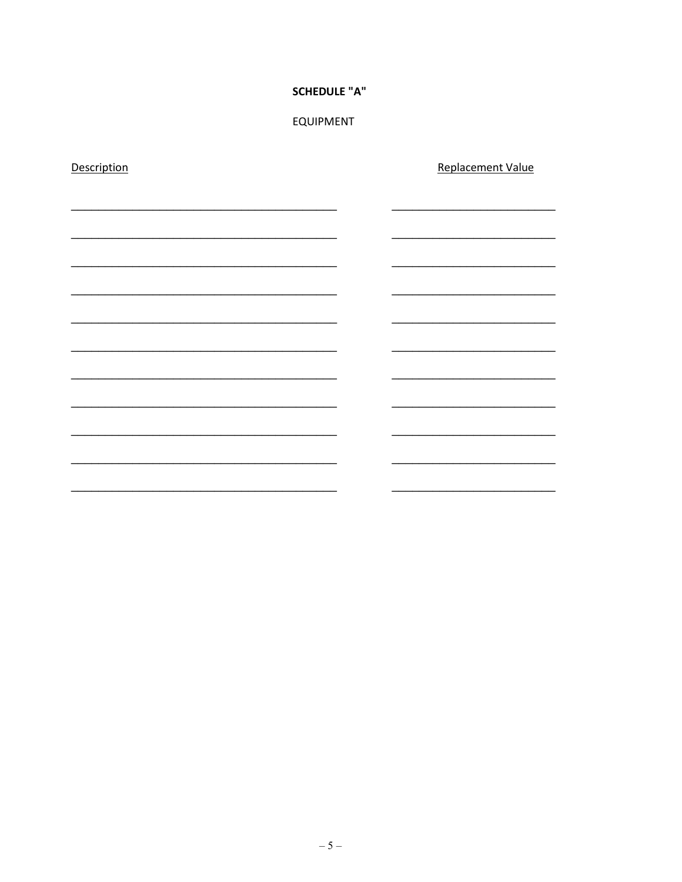**SCHEDULE "A"**

EQUIPMENT

| Description | Replacement Value |
| --- | --- |
| ___________________________________________ | __________________________ |
| ___________________________________________ | __________________________ |
| ___________________________________________ | __________________________ |
| ___________________________________________ | __________________________ |
| ___________________________________________ | __________________________ |
| ___________________________________________ | __________________________ |
| ___________________________________________ | __________________________ |
| ___________________________________________ | __________________________ |
| ___________________________________________ | __________________________ |
| ___________________________________________ | __________________________ |
| ___________________________________________ | __________________________ |